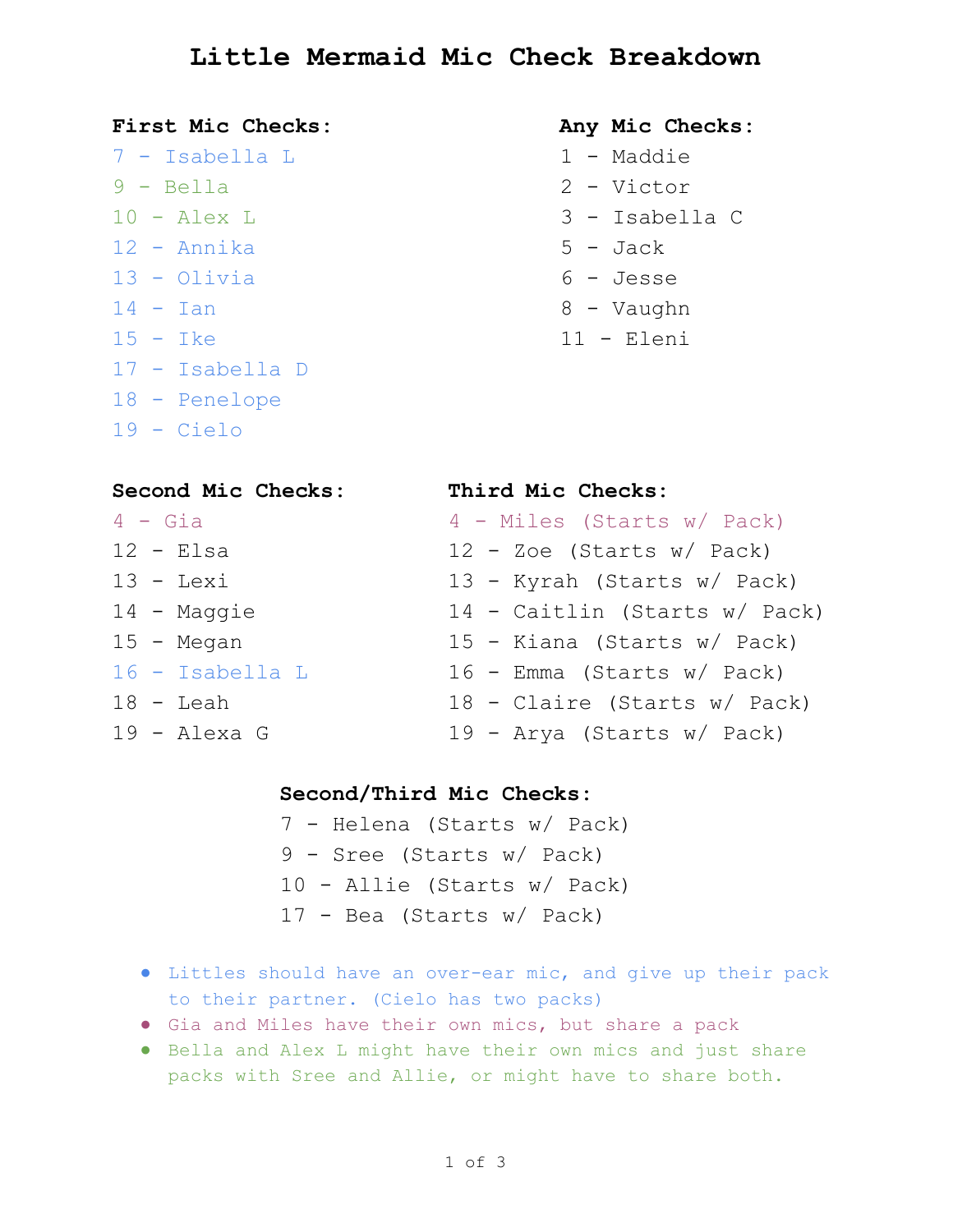# Little Mermaid Mic Check Breakdown

**First Mic Checks:**

7 - Isabella L
9 - Bella
10 - Alex L
12 - Annika
13 - Olivia
14 - Ian
15 - Ike
17 - Isabella D
18 - Penelope
19 - Cielo

**Any Mic Checks:**

1 - Maddie
2 - Victor
3 - Isabella C
5 - Jack
6 - Jesse
8 - Vaughn
11 - Eleni

**Second Mic Checks:**

4 - Gia
12 - Elsa
13 - Lexi
14 - Maggie
15 - Megan
16 - Isabella L
18 - Leah
19 - Alexa G

**Third Mic Checks:**

4 - Miles (Starts w/ Pack)
12 - Zoe (Starts w/ Pack)
13 - Kyrah (Starts w/ Pack)
14 - Caitlin (Starts w/ Pack)
15 - Kiana (Starts w/ Pack)
16 - Emma (Starts w/ Pack)
18 - Claire (Starts w/ Pack)
19 - Arya (Starts w/ Pack)

**Second/Third Mic Checks:**

7 - Helena (Starts w/ Pack)
9 - Sree (Starts w/ Pack)
10 - Allie (Starts w/ Pack)
17 - Bea (Starts w/ Pack)

- Littles should have an over-ear mic, and give up their pack to their partner. (Cielo has two packs)
- Gia and Miles have their own mics, but share a pack
- Bella and Alex L might have their own mics and just share packs with Sree and Allie, or might have to share both.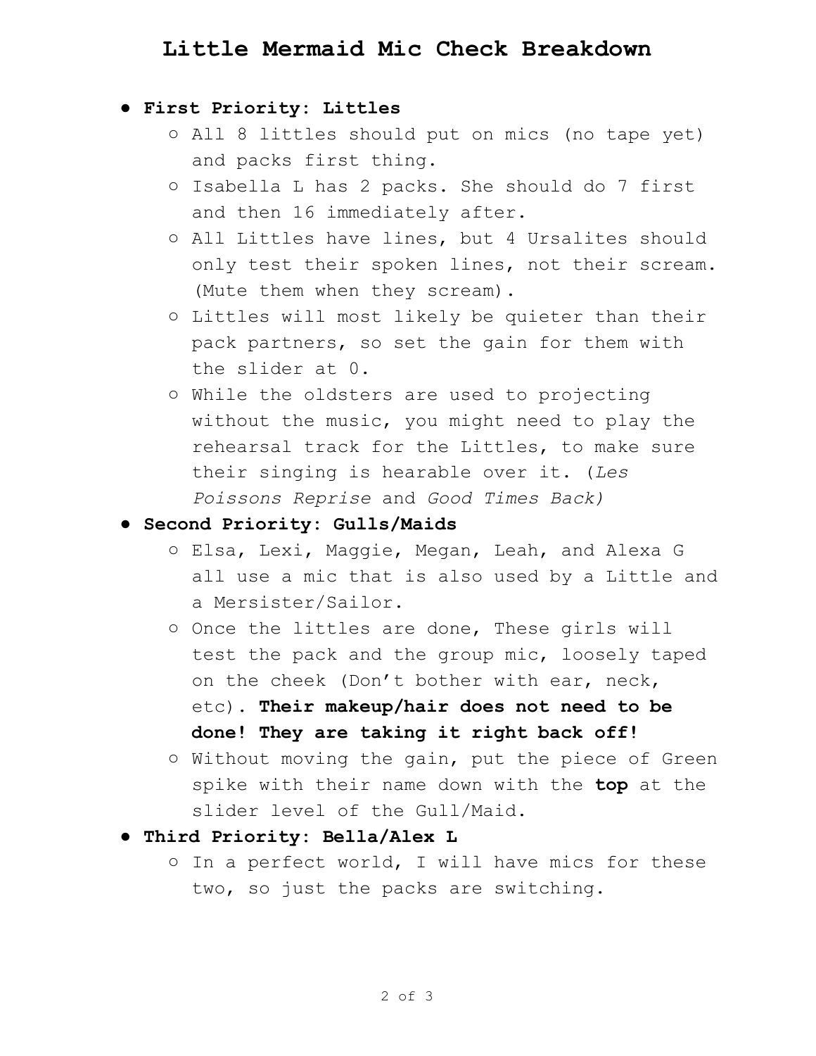# Little Mermaid Mic Check Breakdown

- **First Priority: Littles**
  - All 8 littles should put on mics (no tape yet) and packs first thing.
  - Isabella L has 2 packs. She should do 7 first and then 16 immediately after.
  - All Littles have lines, but 4 Ursalites should only test their spoken lines, not their scream. (Mute them when they scream).
  - Littles will most likely be quieter than their pack partners, so set the gain for them with the slider at 0.
  - While the oldsters are used to projecting without the music, you might need to play the rehearsal track for the Littles, to make sure their singing is hearable over it. (*Les Poissons Reprise* and *Good Times Back)*
- **Second Priority: Gulls/Maids**
  - Elsa, Lexi, Maggie, Megan, Leah, and Alexa G all use a mic that is also used by a Little and a Mersister/Sailor.
  - Once the littles are done, These girls will test the pack and the group mic, loosely taped on the cheek (Don't bother with ear, neck, etc). **Their makeup/hair does not need to be done! They are taking it right back off!**
  - Without moving the gain, put the piece of Green spike with their name down with the **top** at the slider level of the Gull/Maid.
- **Third Priority: Bella/Alex L**
  - In a perfect world, I will have mics for these two, so just the packs are switching.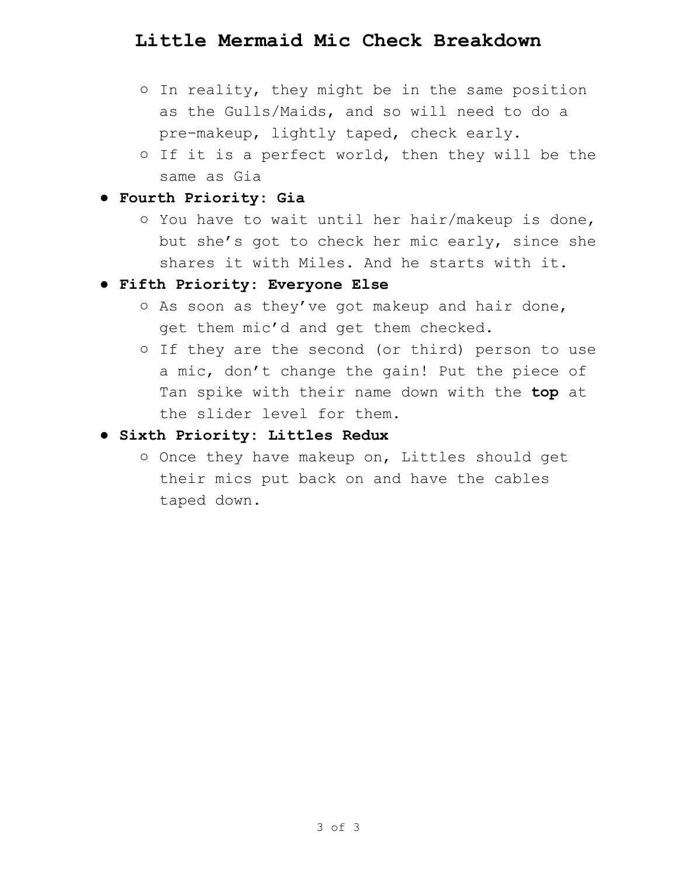- In reality, they might be in the same position as the Gulls/Maids, and so will need to do a pre-makeup, lightly taped, check early.
  - If it is a perfect world, then they will be the same as Gia
- **Fourth Priority: Gia**
  - You have to wait until her hair/makeup is done, but she's got to check her mic early, since she shares it with Miles. And he starts with it.
- **Fifth Priority: Everyone Else**
  - As soon as they've got makeup and hair done, get them mic'd and get them checked.
  - If they are the second (or third) person to use a mic, don't change the gain! Put the piece of Tan spike with their name down with the **top** at the slider level for them.
- **Sixth Priority: Littles Redux**
  - Once they have makeup on, Littles should get their mics put back on and have the cables taped down.